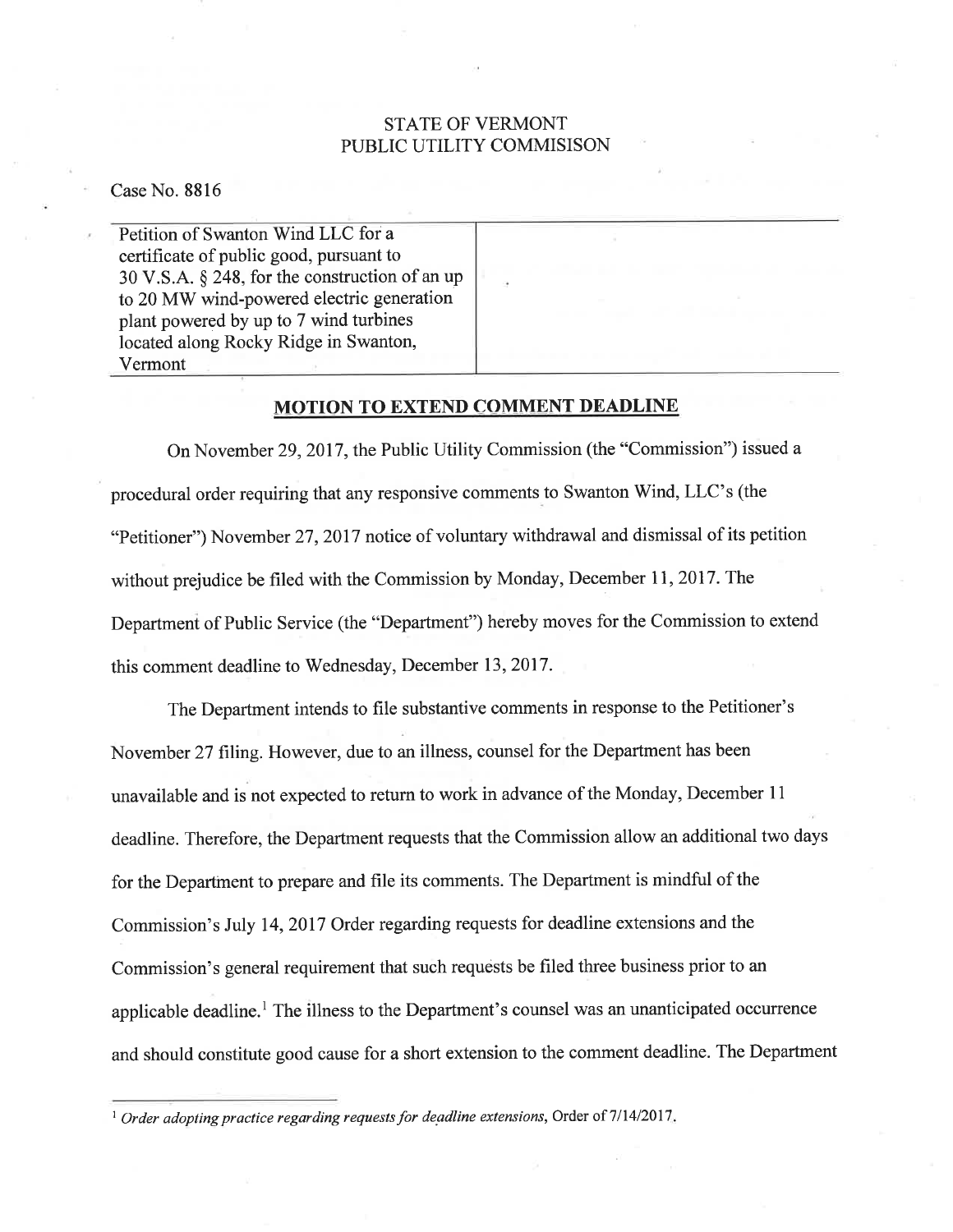STATE OF VERMONT
PUBLIC UTILITY COMMISISON

Case No. 8816

| Petition of Swanton Wind LLC for a certificate of public good, pursuant to 30 V.S.A. § 248, for the construction of an up to 20 MW wind-powered electric generation plant powered by up to 7 wind turbines located along Rocky Ridge in Swanton, Vermont | |
|---|---|

## MOTION TO EXTEND COMMENT DEADLINE

On November 29, 2017, the Public Utility Commission (the "Commission") issued a procedural order requiring that any responsive comments to Swanton Wind, LLC's (the "Petitioner") November 27, 2017 notice of voluntary withdrawal and dismissal of its petition without prejudice be filed with the Commission by Monday, December 11, 2017. The Department of Public Service (the "Department") hereby moves for the Commission to extend this comment deadline to Wednesday, December 13, 2017.

The Department intends to file substantive comments in response to the Petitioner's November 27 filing. However, due to an illness, counsel for the Department has been unavailable and is not expected to return to work in advance of the Monday, December 11 deadline. Therefore, the Department requests that the Commission allow an additional two days for the Department to prepare and file its comments. The Department is mindful of the Commission's July 14, 2017 Order regarding requests for deadline extensions and the Commission's general requirement that such requests be filed three business prior to an applicable deadline.[1] The illness to the Department's counsel was an unanticipated occurrence and should constitute good cause for a short extension to the comment deadline. The Department

[1] *Order adopting practice regarding requests for deadline extensions*, Order of 7/14/2017.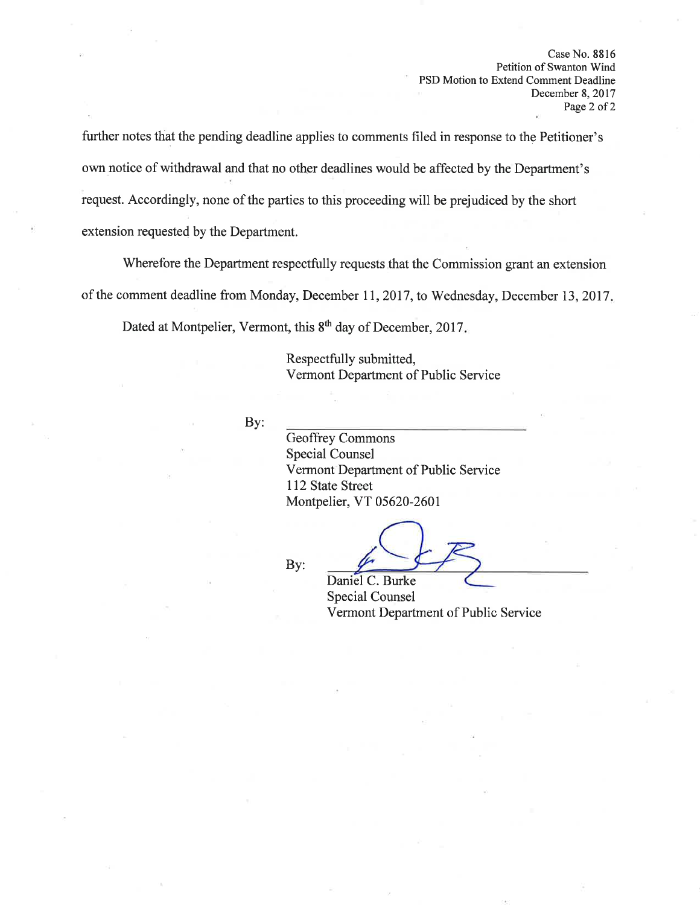further notes that the pending deadline applies to comments filed in response to the Petitioner's own notice of withdrawal and that no other deadlines would be affected by the Department's request. Accordingly, none of the parties to this proceeding will be prejudiced by the short extension requested by the Department.

Wherefore the Department respectfully requests that the Commission grant an extension of the comment deadline from Monday, December 11, 2017, to Wednesday, December 13, 2017.

Dated at Montpelier, Vermont, this 8th day of December, 2017.

Respectfully submitted,
Vermont Department of Public Service

By: ______________________________
Geoffrey Commons
Special Counsel
Vermont Department of Public Service
112 State Street
Montpelier, VT 05620-2601

By: ______________________________
Daniel C. Burke
Special Counsel
Vermont Department of Public Service